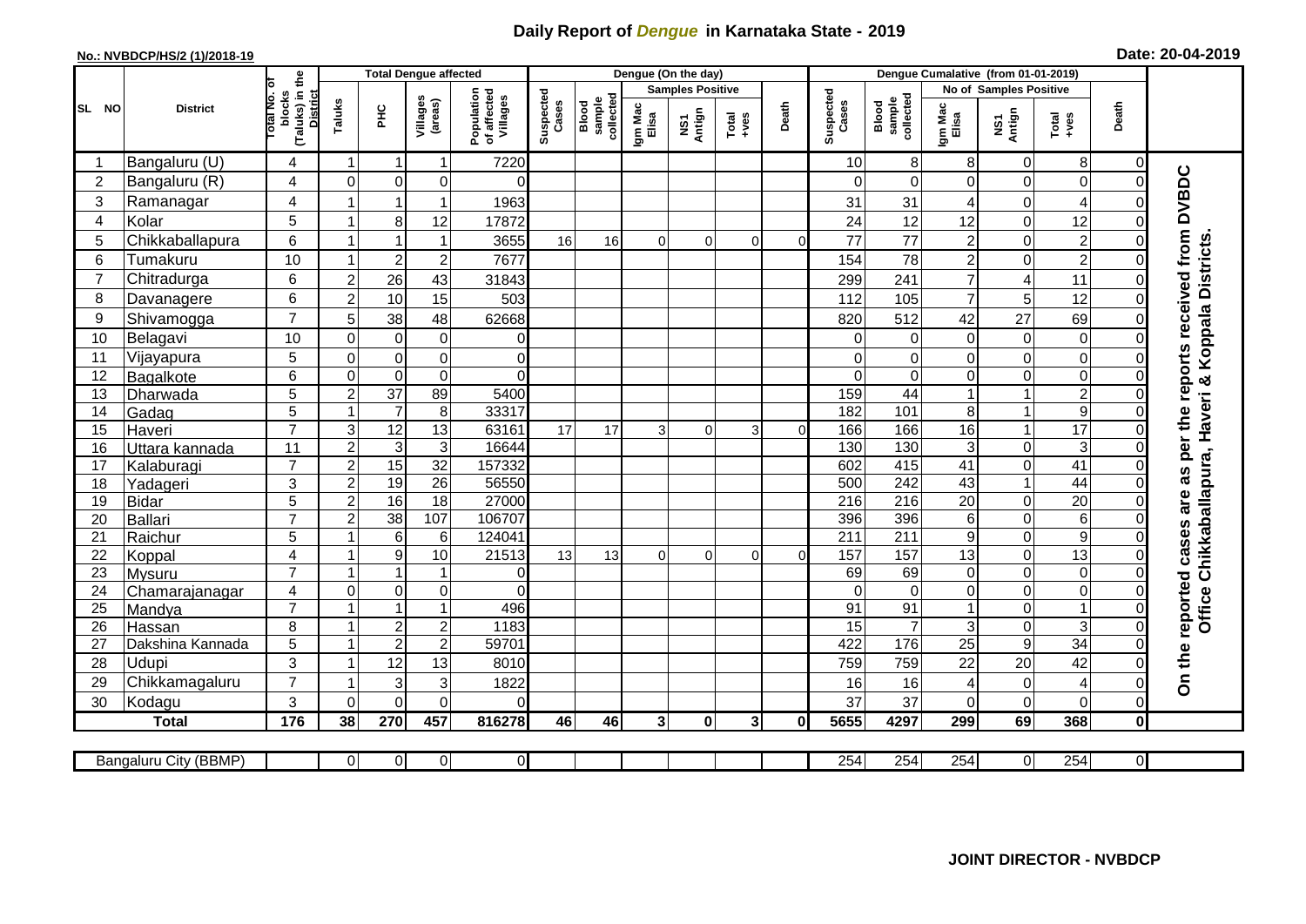# Daily Report of *Dengue* in Karnataka State - 2019

**No.: NVBDCP/HS/2 (1)/2018-19**

**Date: 20-04-2019**

| SL NO | District | Total No. of blocks (Taluks) in the District | Total Dengue affected | | | | Dengue (On the day) | | | | | | | Dengue Cumalative (from 01-01-2019) | | | | | | | |
|---|---|---|---|---|---|---|---|---|---|---|---|---|---|---|---|---|---|---|---|---|
| | | | Taluks | PHC | Villages (areas) | Population of affected Villages | Suspected Cases | Blood sample collected | Samples Positive | | | Death | Suspected Cases | Blood sample collected | No of Samples Positive | | | Death | |
| | | | | | | | | | Igm Mac Elisa | NS1 Antign | Total +ves | | | | Igm Mac Elisa | NS1 Antign | Total +ves | | |
| 1 | Bangaluru (U) | 4 | 1 | 1 | 1 | 7220 | | | | | | | 10 | 8 | 8 | 0 | 8 | 0 | On the reported cases are as per the reports received from DVBDC Office Chikkaballapura, Haveri & Koppala Districts. |
| 2 | Bangaluru (R) | 4 | 0 | 0 | 0 | 0 | | | | | | | 0 | 0 | 0 | 0 | 0 | 0 | |
| 3 | Ramanagar | 4 | 1 | 1 | 1 | 1963 | | | | | | | 31 | 31 | 4 | 0 | 4 | 0 | |
| 4 | Kolar | 5 | 1 | 8 | 12 | 17872 | | | | | | | 24 | 12 | 12 | 0 | 12 | 0 | |
| 5 | Chikkaballapura | 6 | 1 | 1 | 1 | 3655 | 16 | 16 | 0 | 0 | 0 | 0 | 77 | 77 | 2 | 0 | 2 | 0 | |
| 6 | Tumakuru | 10 | 1 | 2 | 2 | 7677 | | | | | | | 154 | 78 | 2 | 0 | 2 | 0 | |
| 7 | Chitradurga | 6 | 2 | 26 | 43 | 31843 | | | | | | | 299 | 241 | 7 | 4 | 11 | 0 | |
| 8 | Davanagere | 6 | 2 | 10 | 15 | 503 | | | | | | | 112 | 105 | 7 | 5 | 12 | 0 | |
| 9 | Shivamogga | 7 | 5 | 38 | 48 | 62668 | | | | | | | 820 | 512 | 42 | 27 | 69 | 0 | |
| 10 | Belagavi | 10 | 0 | 0 | 0 | 0 | | | | | | | 0 | 0 | 0 | 0 | 0 | 0 | |
| 11 | Vijayapura | 5 | 0 | 0 | 0 | 0 | | | | | | | 0 | 0 | 0 | 0 | 0 | 0 | |
| 12 | Bagalkote | 6 | 0 | 0 | 0 | 0 | | | | | | | 0 | 0 | 0 | 0 | 0 | 0 | |
| 13 | Dharwada | 5 | 2 | 37 | 89 | 5400 | | | | | | | 159 | 44 | 1 | 1 | 2 | 0 | |
| 14 | Gadag | 5 | 1 | 7 | 8 | 33317 | | | | | | | 182 | 101 | 8 | 1 | 9 | 0 | |
| 15 | Haveri | 7 | 3 | 12 | 13 | 63161 | 17 | 17 | 3 | 0 | 3 | 0 | 166 | 166 | 16 | 1 | 17 | 0 | |
| 16 | Uttara kannada | 11 | 2 | 3 | 3 | 16644 | | | | | | | 130 | 130 | 3 | 0 | 3 | 0 | |
| 17 | Kalaburagi | 7 | 2 | 15 | 32 | 157332 | | | | | | | 602 | 415 | 41 | 0 | 41 | 0 | |
| 18 | Yadageri | 3 | 2 | 19 | 26 | 56550 | | | | | | | 500 | 242 | 43 | 1 | 44 | 0 | |
| 19 | Bidar | 5 | 2 | 16 | 18 | 27000 | | | | | | | 216 | 216 | 20 | 0 | 20 | 0 | |
| 20 | Ballari | 7 | 2 | 38 | 107 | 106707 | | | | | | | 396 | 396 | 6 | 0 | 6 | 0 | |
| 21 | Raichur | 5 | 1 | 6 | 6 | 124041 | | | | | | | 211 | 211 | 9 | 0 | 9 | 0 | |
| 22 | Koppal | 4 | 1 | 9 | 10 | 21513 | 13 | 13 | 0 | 0 | 0 | 0 | 157 | 157 | 13 | 0 | 13 | 0 | |
| 23 | Mysuru | 7 | 1 | 1 | 1 | 0 | | | | | | | 69 | 69 | 0 | 0 | 0 | 0 | |
| 24 | Chamarajanagar | 4 | 0 | 0 | 0 | 0 | | | | | | | 0 | 0 | 0 | 0 | 0 | 0 | |
| 25 | Mandya | 7 | 1 | 1 | 1 | 496 | | | | | | | 91 | 91 | 1 | 0 | 1 | 0 | |
| 26 | Hassan | 8 | 1 | 2 | 2 | 1183 | | | | | | | 15 | 7 | 3 | 0 | 3 | 0 | |
| 27 | Dakshina Kannada | 5 | 1 | 2 | 2 | 59701 | | | | | | | 422 | 176 | 25 | 9 | 34 | 0 | |
| 28 | Udupi | 3 | 1 | 12 | 13 | 8010 | | | | | | | 759 | 759 | 22 | 20 | 42 | 0 | |
| 29 | Chikkamagaluru | 7 | 1 | 3 | 3 | 1822 | | | | | | | 16 | 16 | 4 | 0 | 4 | 0 | |
| 30 | Kodagu | 3 | 0 | 0 | 0 | 0 | | | | | | | 37 | 37 | 0 | 0 | 0 | 0 | |
| **Total** | | **176** | **38** | **270** | **457** | **816278** | **46** | **46** | **3** | **0** | **3** | **0** | **5655** | **4297** | **299** | **69** | **368** | **0** | |

| Bangaluru City (BBMP) | | 0 | 0 | 0 | 0 | | | | | | | 254 | 254 | 254 | 0 | 254 | 0 |
|---|---|---|---|---|---|---|---|---|---|---|---|---|---|---|---|---|---|

**JOINT DIRECTOR - NVBDCP**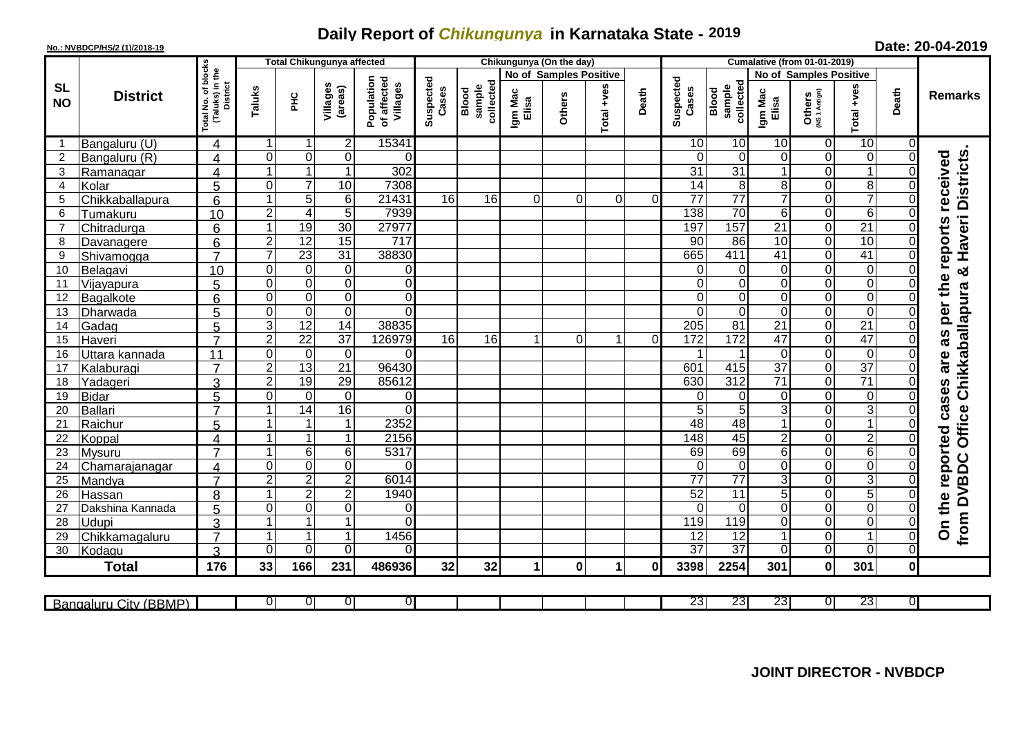# Daily Report of *Chikungunya* in Karnataka State - 2019

**No.: NVBDCP/HS/2 (1)/2018-19**

**Date: 20-04-2019**

| SL NO | District | Total No. of blocks (Taluks) in the District | Total Chikungunya affected | | | | Chikungunya (On the day) | | | | | | Cumalative (from 01-01-2019) | | | | | | Remarks |
|---|---|---|---|---|---|---|---|---|---|---|---|---|---|---|---|---|---|---|---|
| | | | Taluks | PHC | Villages (areas) | Population of affected Villages | Suspected Cases | Blood sample collected | No of Samples Positive | | | Death | Suspected Cases | Blood sample collected | No of Samples Positive | | | Death | |
| | | | | | | | | | Igm Mac Elisa | Others | Total +ves | | | | Igm Mac Elisa | Others (NS 1 Antign) | Total +ves | | |
| 1 | Bangaluru (U) | 4 | 1 | 1 | 2 | 15341 | | | | | | | 10 | 10 | 10 | 0 | 10 | 0 | On the reported cases are as per the reports received from DVBDC Office Chikkaballapura & Haveri Districts. |
| 2 | Bangaluru (R) | 4 | 0 | 0 | 0 | 0 | | | | | | | 0 | 0 | 0 | 0 | 0 | 0 | |
| 3 | Ramanagar | 4 | 1 | 1 | 1 | 302 | | | | | | | 31 | 31 | 1 | 0 | 1 | 0 | |
| 4 | Kolar | 5 | 0 | 7 | 10 | 7308 | | | | | | | 14 | 8 | 8 | 0 | 8 | 0 | |
| 5 | Chikkaballapura | 6 | 1 | 5 | 6 | 21431 | 16 | 16 | 0 | 0 | 0 | 0 | 77 | 77 | 7 | 0 | 7 | 0 | |
| 6 | Tumakuru | 10 | 2 | 4 | 5 | 7939 | | | | | | | 138 | 70 | 6 | 0 | 6 | 0 | |
| 7 | Chitradurga | 6 | 1 | 19 | 30 | 27977 | | | | | | | 197 | 157 | 21 | 0 | 21 | 0 | |
| 8 | Davanagere | 6 | 2 | 12 | 15 | 717 | | | | | | | 90 | 86 | 10 | 0 | 10 | 0 | |
| 9 | Shivamogga | 7 | 7 | 23 | 31 | 38830 | | | | | | | 665 | 411 | 41 | 0 | 41 | 0 | |
| 10 | Belagavi | 10 | 0 | 0 | 0 | 0 | | | | | | | 0 | 0 | 0 | 0 | 0 | 0 | |
| 11 | Vijayapura | 5 | 0 | 0 | 0 | 0 | | | | | | | 0 | 0 | 0 | 0 | 0 | 0 | |
| 12 | Bagalkote | 6 | 0 | 0 | 0 | 0 | | | | | | | 0 | 0 | 0 | 0 | 0 | 0 | |
| 13 | Dharwada | 5 | 0 | 0 | 0 | 0 | | | | | | | 0 | 0 | 0 | 0 | 0 | 0 | |
| 14 | Gadag | 5 | 3 | 12 | 14 | 38835 | | | | | | | 205 | 81 | 21 | 0 | 21 | 0 | |
| 15 | Haveri | 7 | 2 | 22 | 37 | 126979 | 16 | 16 | 1 | 0 | 1 | 0 | 172 | 172 | 47 | 0 | 47 | 0 | |
| 16 | Uttara kannada | 11 | 0 | 0 | 0 | 0 | | | | | | | 1 | 1 | 0 | 0 | 0 | 0 | |
| 17 | Kalaburagi | 7 | 2 | 13 | 21 | 96430 | | | | | | | 601 | 415 | 37 | 0 | 37 | 0 | |
| 18 | Yadageri | 3 | 2 | 19 | 29 | 85612 | | | | | | | 630 | 312 | 71 | 0 | 71 | 0 | |
| 19 | Bidar | 5 | 0 | 0 | 0 | 0 | | | | | | | 0 | 0 | 0 | 0 | 0 | 0 | |
| 20 | Ballari | 7 | 1 | 14 | 16 | 0 | | | | | | | 5 | 5 | 3 | 0 | 3 | 0 | |
| 21 | Raichur | 5 | 1 | 1 | 1 | 2352 | | | | | | | 48 | 48 | 1 | 0 | 1 | 0 | |
| 22 | Koppal | 4 | 1 | 1 | 1 | 2156 | | | | | | | 148 | 45 | 2 | 0 | 2 | 0 | |
| 23 | Mysuru | 7 | 1 | 6 | 6 | 5317 | | | | | | | 69 | 69 | 6 | 0 | 6 | 0 | |
| 24 | Chamarajanagar | 4 | 0 | 0 | 0 | 0 | | | | | | | 0 | 0 | 0 | 0 | 0 | 0 | |
| 25 | Mandya | 7 | 2 | 2 | 2 | 6014 | | | | | | | 77 | 77 | 3 | 0 | 3 | 0 | |
| 26 | Hassan | 8 | 1 | 2 | 2 | 1940 | | | | | | | 52 | 11 | 5 | 0 | 5 | 0 | |
| 27 | Dakshina Kannada | 5 | 0 | 0 | 0 | 0 | | | | | | | 0 | 0 | 0 | 0 | 0 | 0 | |
| 28 | Udupi | 3 | 1 | 1 | 1 | 0 | | | | | | | 119 | 119 | 0 | 0 | 0 | 0 | |
| 29 | Chikkamagaluru | 7 | 1 | 1 | 1 | 1456 | | | | | | | 12 | 12 | 1 | 0 | 1 | 0 | |
| 30 | Kodagu | 3 | 0 | 0 | 0 | 0 | | | | | | | 37 | 37 | 0 | 0 | 0 | 0 | |
| **Total** | | **176** | **33** | **166** | **231** | **486936** | **32** | **32** | **1** | **0** | **1** | **0** | **3398** | **2254** | **301** | **0** | **301** | **0** | |

| Bangaluru City (BBMP) | | 0 | 0 | 0 | 0 | | | | | | | 23 | 23 | 23 | 0 | 23 | 0 | |
|---|---|---|---|---|---|---|---|---|---|---|---|---|---|---|---|---|---|---|

**JOINT DIRECTOR - NVBDCP**